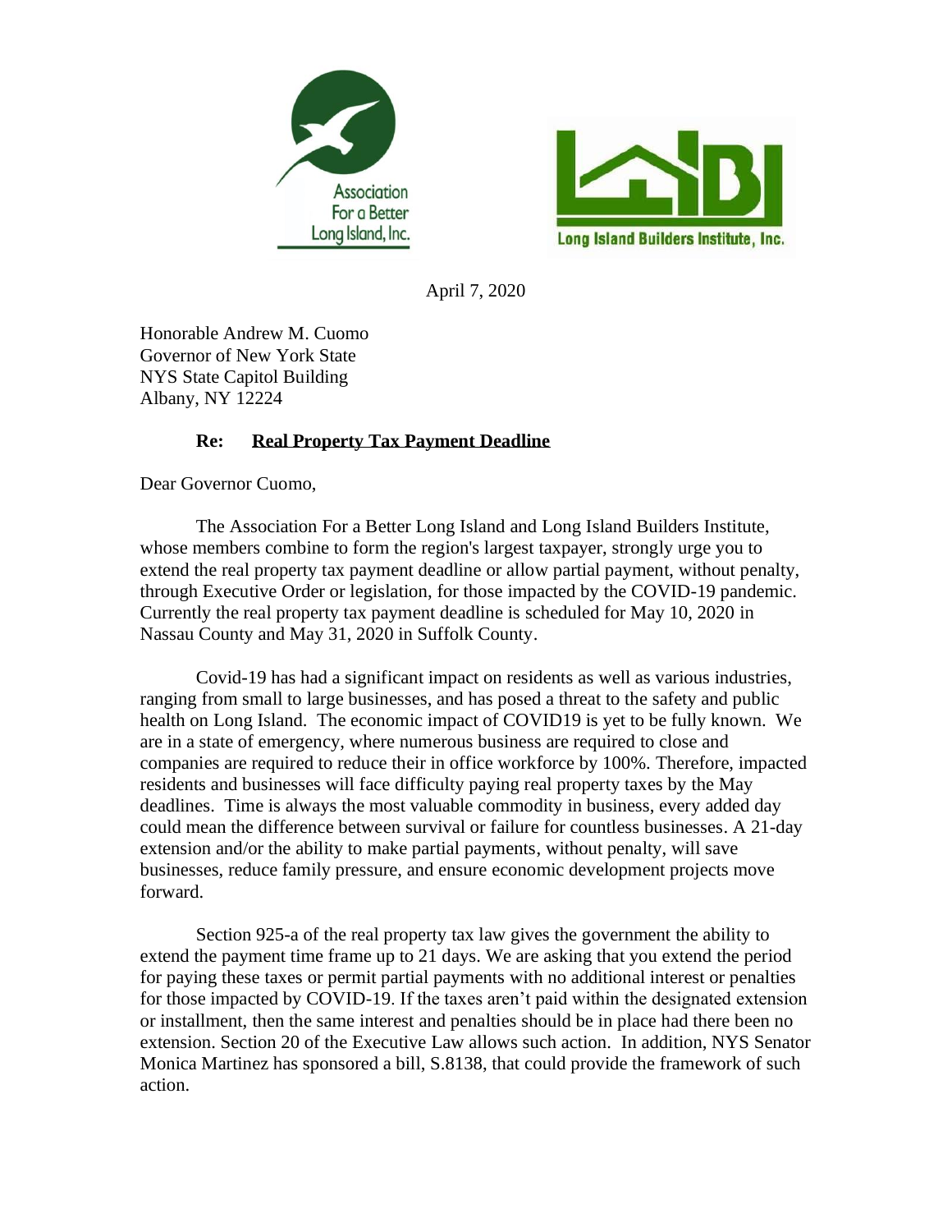Association For a Better Long Island, Inc.

Long Island Builders Institute, Inc.

April 7, 2020

Honorable Andrew M. Cuomo
Governor of New York State
NYS State Capitol Building
Albany, NY 12224

**Re: Real Property Tax Payment Deadline**

Dear Governor Cuomo,

The Association For a Better Long Island and Long Island Builders Institute, whose members combine to form the region's largest taxpayer, strongly urge you to extend the real property tax payment deadline or allow partial payment, without penalty, through Executive Order or legislation, for those impacted by the COVID-19 pandemic. Currently the real property tax payment deadline is scheduled for May 10, 2020 in Nassau County and May 31, 2020 in Suffolk County.

Covid-19 has had a significant impact on residents as well as various industries, ranging from small to large businesses, and has posed a threat to the safety and public health on Long Island. The economic impact of COVID19 is yet to be fully known. We are in a state of emergency, where numerous business are required to close and companies are required to reduce their in office workforce by 100%. Therefore, impacted residents and businesses will face difficulty paying real property taxes by the May deadlines. Time is always the most valuable commodity in business, every added day could mean the difference between survival or failure for countless businesses. A 21-day extension and/or the ability to make partial payments, without penalty, will save businesses, reduce family pressure, and ensure economic development projects move forward.

Section 925-a of the real property tax law gives the government the ability to extend the payment time frame up to 21 days. We are asking that you extend the period for paying these taxes or permit partial payments with no additional interest or penalties for those impacted by COVID-19. If the taxes aren't paid within the designated extension or installment, then the same interest and penalties should be in place had there been no extension. Section 20 of the Executive Law allows such action. In addition, NYS Senator Monica Martinez has sponsored a bill, S.8138, that could provide the framework of such action.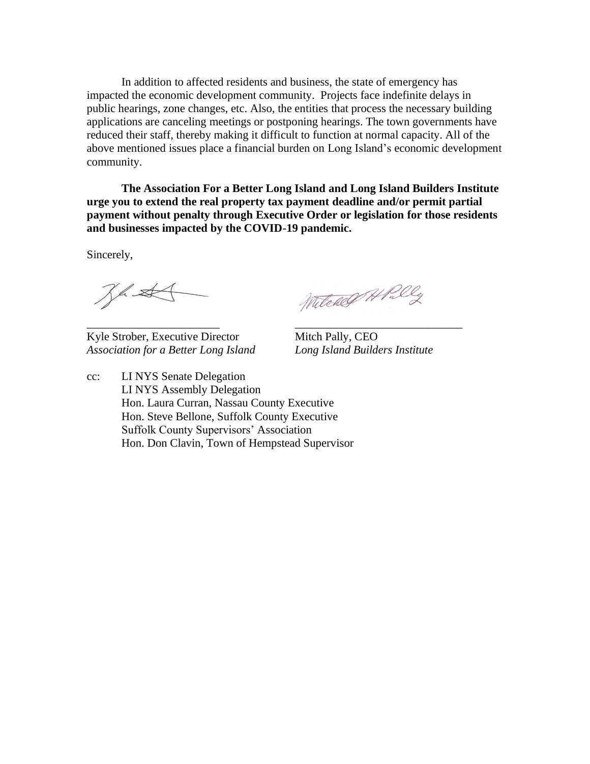In addition to affected residents and business, the state of emergency has impacted the economic development community. Projects face indefinite delays in public hearings, zone changes, etc. Also, the entities that process the necessary building applications are canceling meetings or postponing hearings. The town governments have reduced their staff, thereby making it difficult to function at normal capacity. All of the above mentioned issues place a financial burden on Long Island's economic development community.

**The Association For a Better Long Island and Long Island Builders Institute urge you to extend the real property tax payment deadline and/or permit partial payment without penalty through Executive Order or legislation for those residents and businesses impacted by the COVID-19 pandemic.**

Sincerely,

Kyle Strober, Executive Director
*Association for a Better Long Island*

Mitch Pally, CEO
*Long Island Builders Institute*

cc: LI NYS Senate Delegation
LI NYS Assembly Delegation
Hon. Laura Curran, Nassau County Executive
Hon. Steve Bellone, Suffolk County Executive
Suffolk County Supervisors' Association
Hon. Don Clavin, Town of Hempstead Supervisor